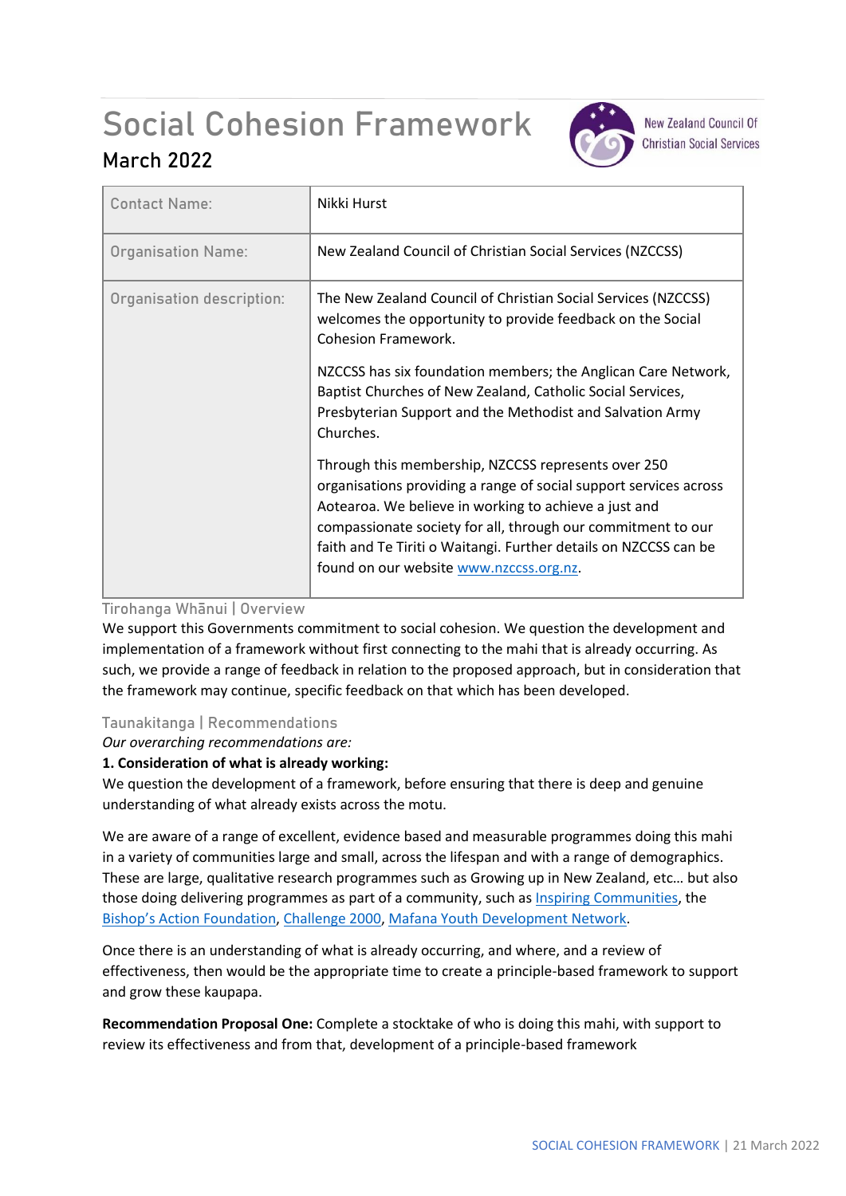# Social Cohesion Framework

## March 2022

New Zealand Council Of Christian Social Services

| Contact Name: | Nikki Hurst |
|---|---|
| Organisation Name: | New Zealand Council of Christian Social Services (NZCCSS) |
| Organisation description: | The New Zealand Council of Christian Social Services (NZCCSS) welcomes the opportunity to provide feedback on the Social Cohesion Framework.<br><br>NZCCSS has six foundation members; the Anglican Care Network, Baptist Churches of New Zealand, Catholic Social Services, Presbyterian Support and the Methodist and Salvation Army Churches.<br><br>Through this membership, NZCCSS represents over 250 organisations providing a range of social support services across Aotearoa. We believe in working to achieve a just and compassionate society for all, through our commitment to our faith and Te Tiriti o Waitangi. Further details on NZCCSS can be found on our website [www.nzccss.org.nz](http://www.nzccss.org.nz). |

### Tirohanga Whānui | Overview

We support this Governments commitment to social cohesion. We question the development and implementation of a framework without first connecting to the mahi that is already occurring. As such, we provide a range of feedback in relation to the proposed approach, but in consideration that the framework may continue, specific feedback on that which has been developed.

### Taunakitanga | Recommendations

*Our overarching recommendations are:*

**1. Consideration of what is already working:**

We question the development of a framework, before ensuring that there is deep and genuine understanding of what already exists across the motu.

We are aware of a range of excellent, evidence based and measurable programmes doing this mahi in a variety of communities large and small, across the lifespan and with a range of demographics. These are large, qualitative research programmes such as Growing up in New Zealand, etc… but also those doing delivering programmes as part of a community, such as Inspiring Communities, the Bishop's Action Foundation, Challenge 2000, Mafana Youth Development Network.

Once there is an understanding of what is already occurring, and where, and a review of effectiveness, then would be the appropriate time to create a principle-based framework to support and grow these kaupapa.

**Recommendation Proposal One:** Complete a stocktake of who is doing this mahi, with support to review its effectiveness and from that, development of a principle-based framework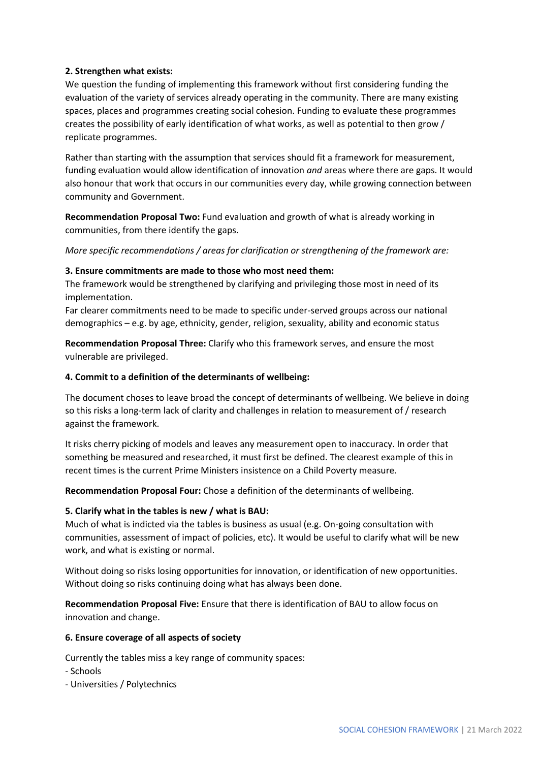**2. Strengthen what exists:**

We question the funding of implementing this framework without first considering funding the evaluation of the variety of services already operating in the community. There are many existing spaces, places and programmes creating social cohesion. Funding to evaluate these programmes creates the possibility of early identification of what works, as well as potential to then grow / replicate programmes.

Rather than starting with the assumption that services should fit a framework for measurement, funding evaluation would allow identification of innovation *and* areas where there are gaps. It would also honour that work that occurs in our communities every day, while growing connection between community and Government.

**Recommendation Proposal Two:** Fund evaluation and growth of what is already working in communities, from there identify the gaps.

*More specific recommendations / areas for clarification or strengthening of the framework are:*

**3. Ensure commitments are made to those who most need them:**

The framework would be strengthened by clarifying and privileging those most in need of its implementation.

Far clearer commitments need to be made to specific under-served groups across our national demographics – e.g. by age, ethnicity, gender, religion, sexuality, ability and economic status

**Recommendation Proposal Three:** Clarify who this framework serves, and ensure the most vulnerable are privileged.

**4. Commit to a definition of the determinants of wellbeing:**

The document choses to leave broad the concept of determinants of wellbeing. We believe in doing so this risks a long-term lack of clarity and challenges in relation to measurement of / research against the framework.

It risks cherry picking of models and leaves any measurement open to inaccuracy. In order that something be measured and researched, it must first be defined. The clearest example of this in recent times is the current Prime Ministers insistence on a Child Poverty measure.

**Recommendation Proposal Four:** Chose a definition of the determinants of wellbeing.

**5. Clarify what in the tables is new / what is BAU:**

Much of what is indicted via the tables is business as usual (e.g. On-going consultation with communities, assessment of impact of policies, etc). It would be useful to clarify what will be new work, and what is existing or normal.

Without doing so risks losing opportunities for innovation, or identification of new opportunities. Without doing so risks continuing doing what has always been done.

**Recommendation Proposal Five:** Ensure that there is identification of BAU to allow focus on innovation and change.

**6. Ensure coverage of all aspects of society**

Currently the tables miss a key range of community spaces:

- Schools
- Universities / Polytechnics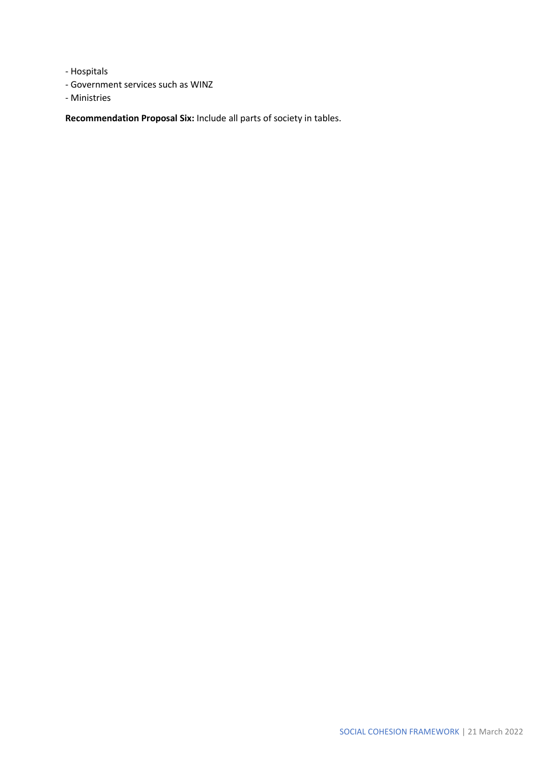- Hospitals
- Government services such as WINZ
- Ministries

**Recommendation Proposal Six:** Include all parts of society in tables.